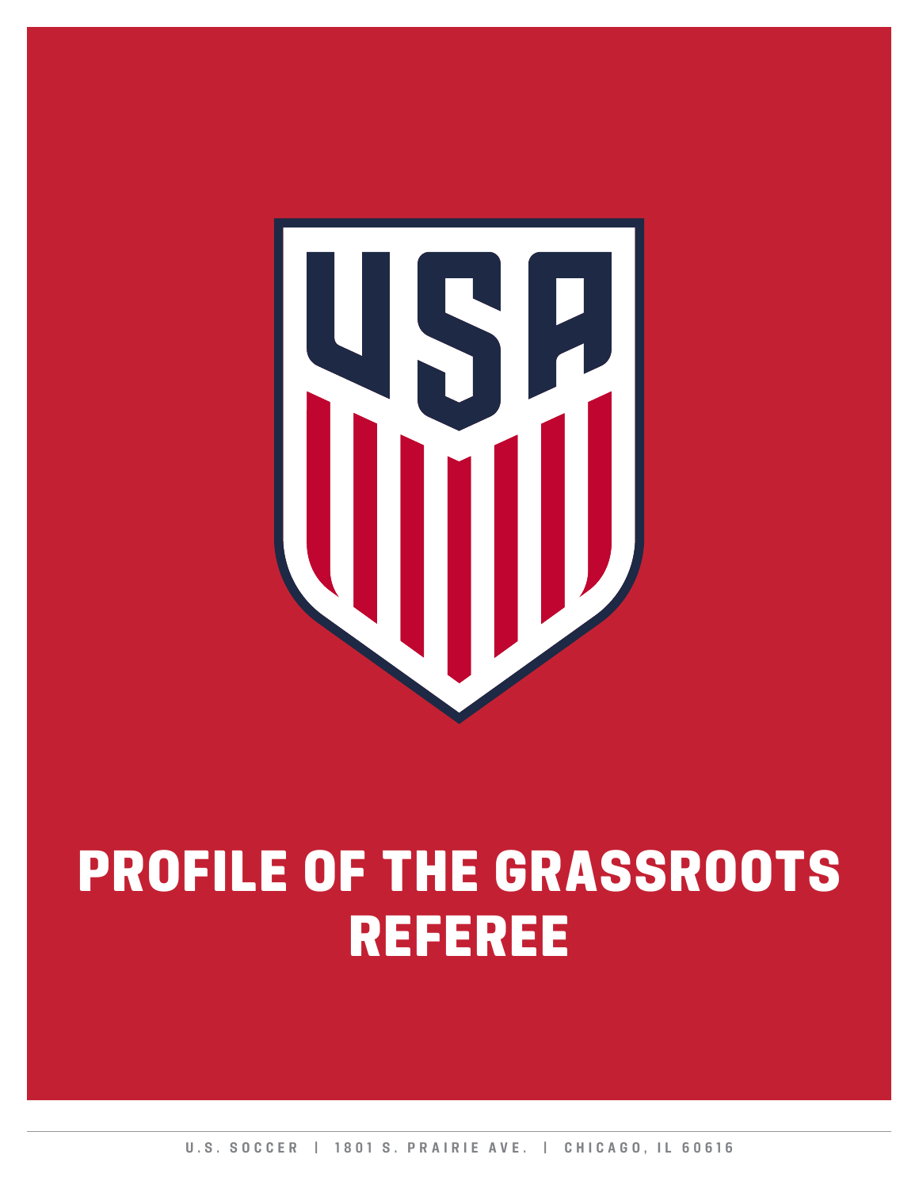# PROFILE OF THE GRASSROOTS REFEREE

U.S. SOCCER | 1801 S. PRAIRIE AVE. | CHICAGO, IL 60616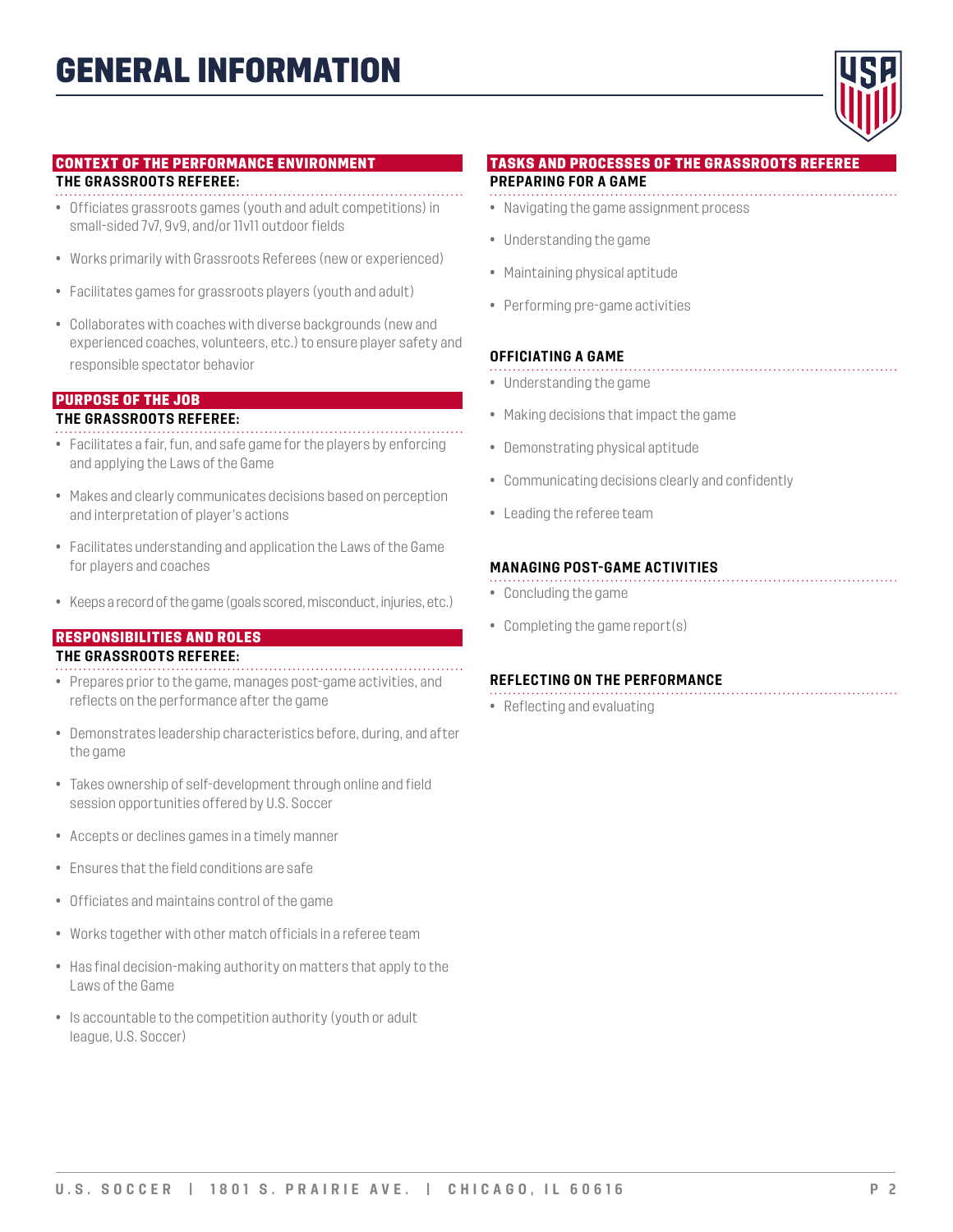# GENERAL INFORMATION

## CONTEXT OF THE PERFORMANCE ENVIRONMENT

**THE GRASSROOTS REFEREE:**

- Officiates grassroots games (youth and adult competitions) in small-sided 7v7, 9v9, and/or 11v11 outdoor fields
- Works primarily with Grassroots Referees (new or experienced)
- Facilitates games for grassroots players (youth and adult)
- Collaborates with coaches with diverse backgrounds (new and experienced coaches, volunteers, etc.) to ensure player safety and responsible spectator behavior

## PURPOSE OF THE JOB

**THE GRASSROOTS REFEREE:**

- Facilitates a fair, fun, and safe game for the players by enforcing and applying the Laws of the Game
- Makes and clearly communicates decisions based on perception and interpretation of player's actions
- Facilitates understanding and application the Laws of the Game for players and coaches
- Keeps a record of the game (goals scored, misconduct, injuries, etc.)

## RESPONSIBILITIES AND ROLES

**THE GRASSROOTS REFEREE:**

- Prepares prior to the game, manages post-game activities, and reflects on the performance after the game
- Demonstrates leadership characteristics before, during, and after the game
- Takes ownership of self-development through online and field session opportunities offered by U.S. Soccer
- Accepts or declines games in a timely manner
- Ensures that the field conditions are safe
- Officiates and maintains control of the game
- Works together with other match officials in a referee team
- Has final decision-making authority on matters that apply to the Laws of the Game
- Is accountable to the competition authority (youth or adult league, U.S. Soccer)

## TASKS AND PROCESSES OF THE GRASSROOTS REFEREE

### PREPARING FOR A GAME

- Navigating the game assignment process
- Understanding the game
- Maintaining physical aptitude
- Performing pre-game activities

### OFFICIATING A GAME

- Understanding the game
- Making decisions that impact the game
- Demonstrating physical aptitude
- Communicating decisions clearly and confidently
- Leading the referee team

### MANAGING POST-GAME ACTIVITIES

- Concluding the game
- Completing the game report(s)

### REFLECTING ON THE PERFORMANCE

- Reflecting and evaluating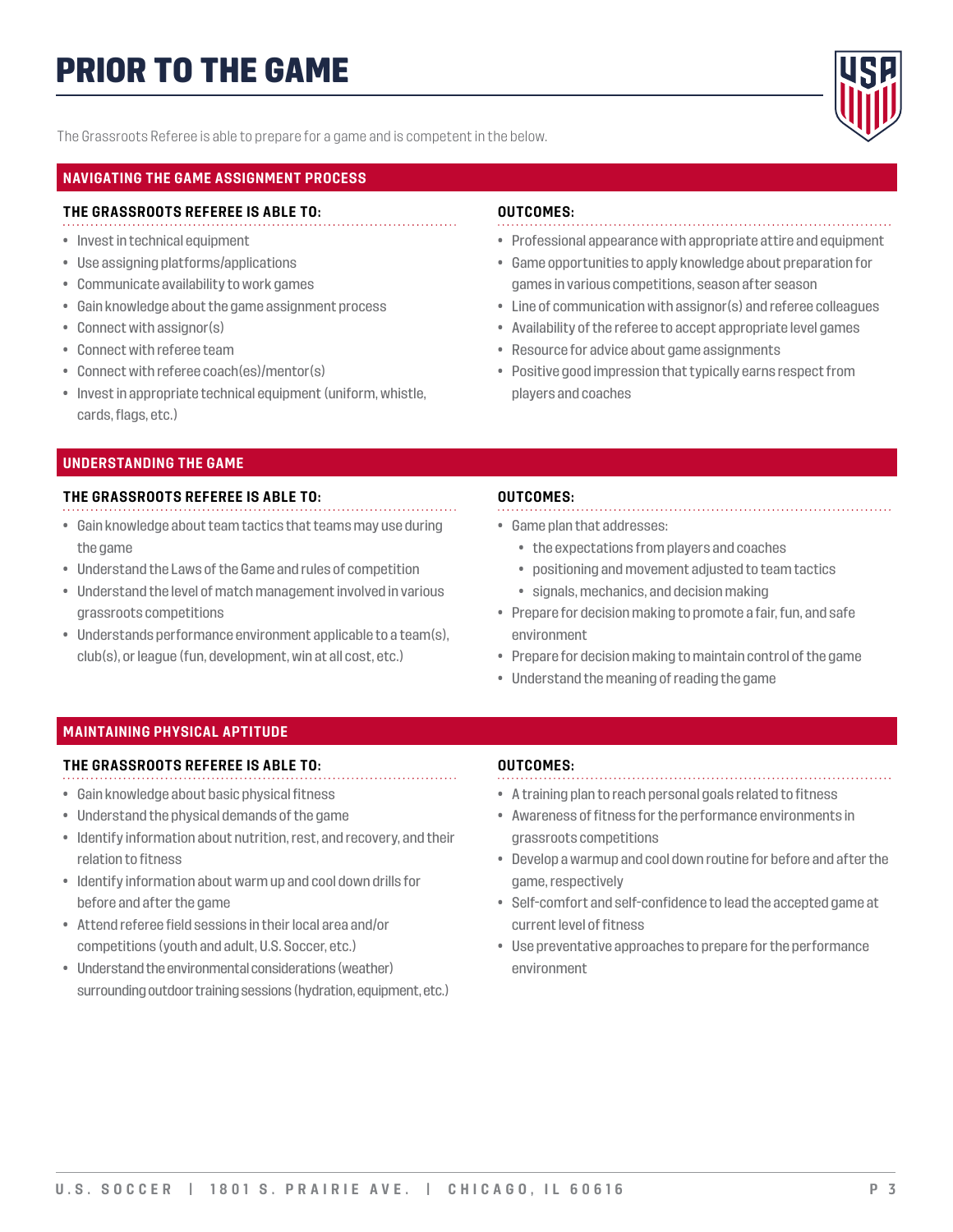# PRIOR TO THE GAME

The Grassroots Referee is able to prepare for a game and is competent in the below.

## NAVIGATING THE GAME ASSIGNMENT PROCESS

### THE GRASSROOTS REFEREE IS ABLE TO:

- Invest in technical equipment
- Use assigning platforms/applications
- Communicate availability to work games
- Gain knowledge about the game assignment process
- Connect with assignor(s)
- Connect with referee team
- Connect with referee coach(es)/mentor(s)
- Invest in appropriate technical equipment (uniform, whistle, cards, flags, etc.)

### OUTCOMES:

- Professional appearance with appropriate attire and equipment
- Game opportunities to apply knowledge about preparation for games in various competitions, season after season
- Line of communication with assignor(s) and referee colleagues
- Availability of the referee to accept appropriate level games
- Resource for advice about game assignments
- Positive good impression that typically earns respect from players and coaches

## UNDERSTANDING THE GAME

### THE GRASSROOTS REFEREE IS ABLE TO:

- Gain knowledge about team tactics that teams may use during the game
- Understand the Laws of the Game and rules of competition
- Understand the level of match management involved in various grassroots competitions
- Understands performance environment applicable to a team(s), club(s), or league (fun, development, win at all cost, etc.)

### OUTCOMES:

- Game plan that addresses:
  - the expectations from players and coaches
  - positioning and movement adjusted to team tactics
  - signals, mechanics, and decision making
- Prepare for decision making to promote a fair, fun, and safe environment
- Prepare for decision making to maintain control of the game
- Understand the meaning of reading the game

## MAINTAINING PHYSICAL APTITUDE

### THE GRASSROOTS REFEREE IS ABLE TO:

- Gain knowledge about basic physical fitness
- Understand the physical demands of the game
- Identify information about nutrition, rest, and recovery, and their relation to fitness
- Identify information about warm up and cool down drills for before and after the game
- Attend referee field sessions in their local area and/or competitions (youth and adult, U.S. Soccer, etc.)
- Understand the environmental considerations (weather) surrounding outdoor training sessions (hydration, equipment, etc.)

### OUTCOMES:

- A training plan to reach personal goals related to fitness
- Awareness of fitness for the performance environments in grassroots competitions
- Develop a warmup and cool down routine for before and after the game, respectively
- Self-comfort and self-confidence to lead the accepted game at current level of fitness
- Use preventative approaches to prepare for the performance environment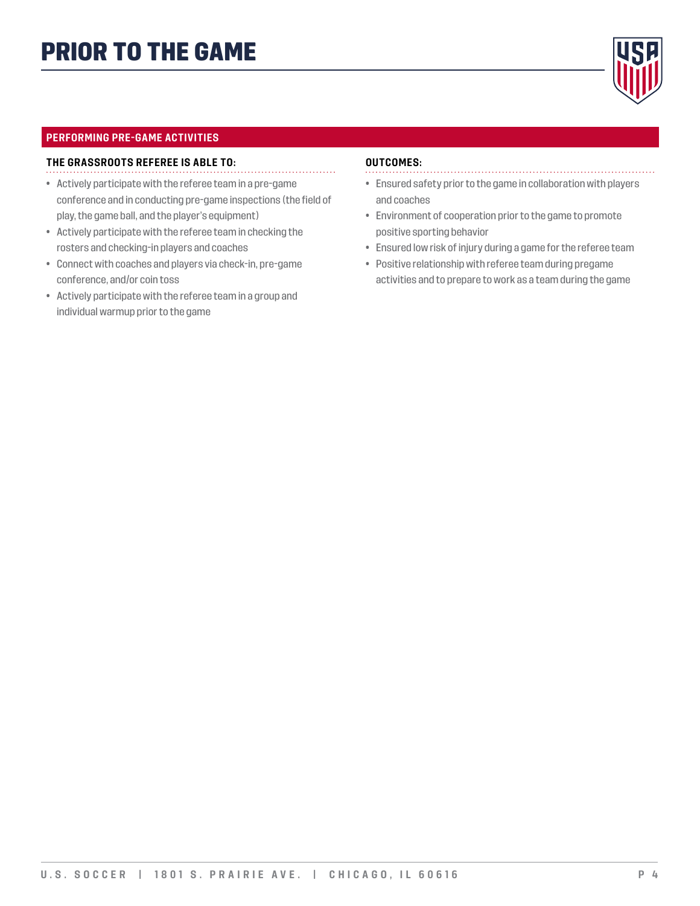# PRIOR TO THE GAME

## PERFORMING PRE-GAME ACTIVITIES

### THE GRASSROOTS REFEREE IS ABLE TO:

- Actively participate with the referee team in a pre-game conference and in conducting pre-game inspections (the field of play, the game ball, and the player's equipment)
- Actively participate with the referee team in checking the rosters and checking-in players and coaches
- Connect with coaches and players via check-in, pre-game conference, and/or coin toss
- Actively participate with the referee team in a group and individual warmup prior to the game

### OUTCOMES:

- Ensured safety prior to the game in collaboration with players and coaches
- Environment of cooperation prior to the game to promote positive sporting behavior
- Ensured low risk of injury during a game for the referee team
- Positive relationship with referee team during pregame activities and to prepare to work as a team during the game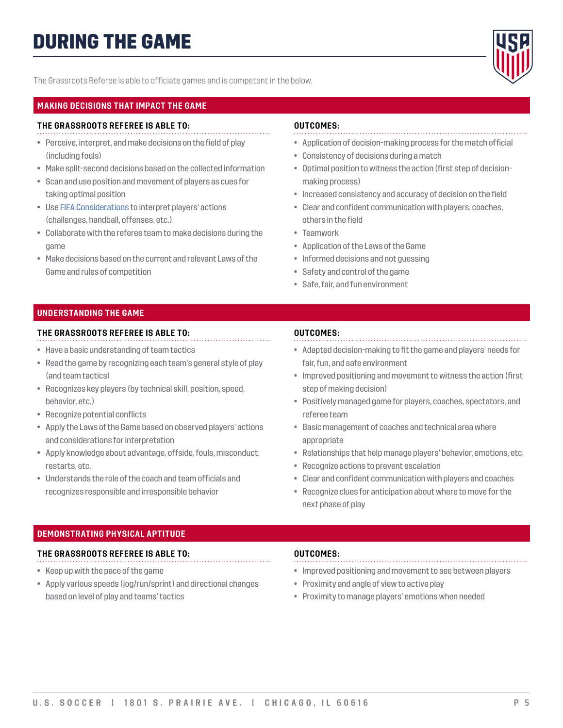# DURING THE GAME

The Grassroots Referee is able to officiate games and is competent in the below.

## MAKING DECISIONS THAT IMPACT THE GAME

### THE GRASSROOTS REFEREE IS ABLE TO:

- Perceive, interpret, and make decisions on the field of play (including fouls)
- Make split-second decisions based on the collected information
- Scan and use position and movement of players as cues for taking optimal position
- Use [FIFA Considerations] to interpret players' actions (challenges, handball, offenses, etc.)
- Collaborate with the referee team to make decisions during the game
- Make decisions based on the current and relevant Laws of the Game and rules of competition

### OUTCOMES:

- Application of decision-making process for the match official
- Consistency of decisions during a match
- Optimal position to witness the action (first step of decision-making process)
- Increased consistency and accuracy of decision on the field
- Clear and confident communication with players, coaches, others in the field
- Teamwork
- Application of the Laws of the Game
- Informed decisions and not guessing
- Safety and control of the game
- Safe, fair, and fun environment

## UNDERSTANDING THE GAME

### THE GRASSROOTS REFEREE IS ABLE TO:

- Have a basic understanding of team tactics
- Read the game by recognizing each team's general style of play (and team tactics)
- Recognizes key players (by technical skill, position, speed, behavior, etc.)
- Recognize potential conflicts
- Apply the Laws of the Game based on observed players' actions and considerations for interpretation
- Apply knowledge about advantage, offside, fouls, misconduct, restarts, etc.
- Understands the role of the coach and team officials and recognizes responsible and irresponsible behavior

### OUTCOMES:

- Adapted decision-making to fit the game and players' needs for fair, fun, and safe environment
- Improved positioning and movement to witness the action (first step of making decision)
- Positively managed game for players, coaches, spectators, and referee team
- Basic management of coaches and technical area where appropriate
- Relationships that help manage players' behavior, emotions, etc.
- Recognize actions to prevent escalation
- Clear and confident communication with players and coaches
- Recognize clues for anticipation about where to move for the next phase of play

## DEMONSTRATING PHYSICAL APTITUDE

### THE GRASSROOTS REFEREE IS ABLE TO:

- Keep up with the pace of the game
- Apply various speeds (jog/run/sprint) and directional changes based on level of play and teams' tactics

### OUTCOMES:

- Improved positioning and movement to see between players
- Proximity and angle of view to active play
- Proximity to manage players' emotions when needed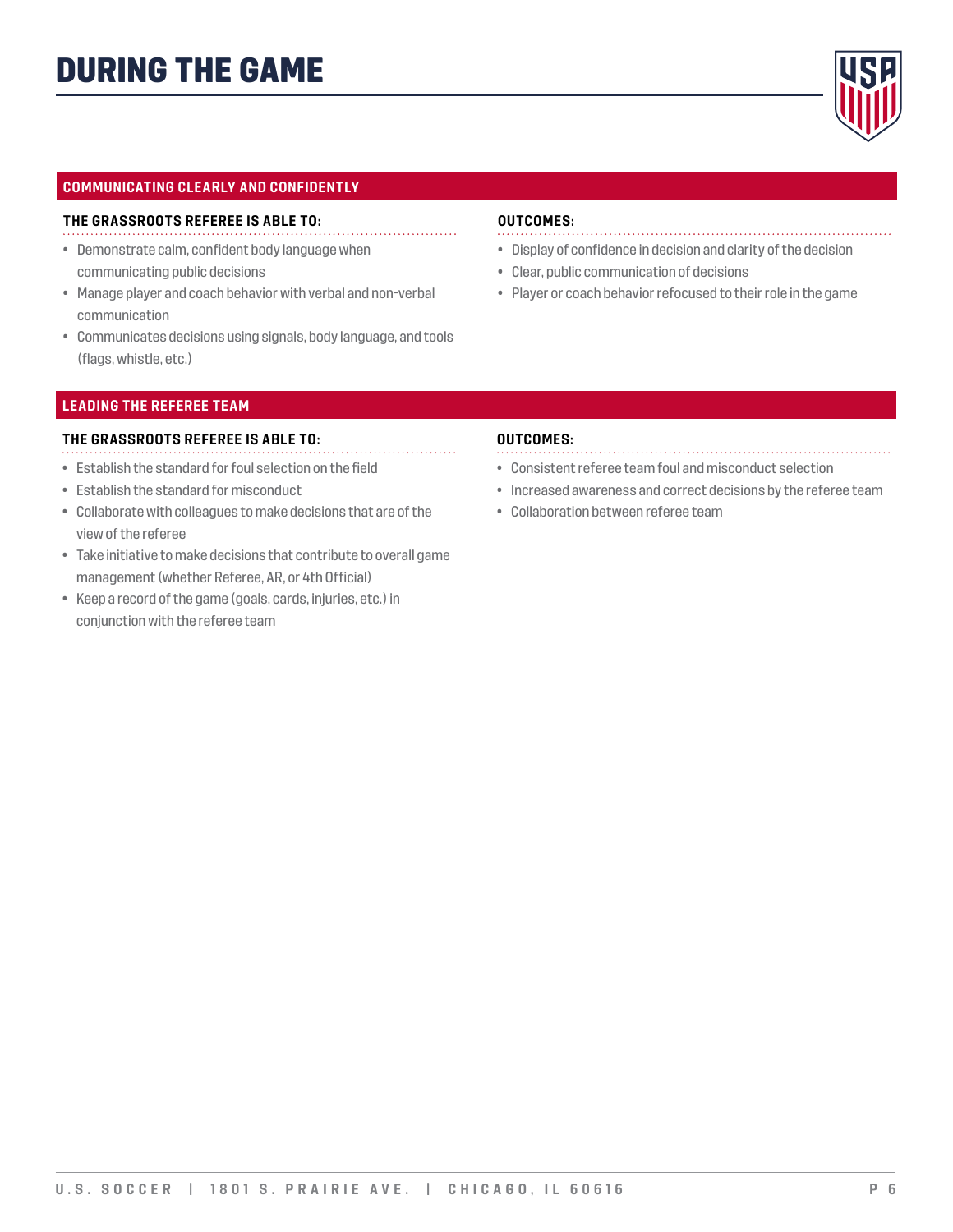# DURING THE GAME

## COMMUNICATING CLEARLY AND CONFIDENTLY

**THE GRASSROOTS REFEREE IS ABLE TO:**

- Demonstrate calm, confident body language when communicating public decisions
- Manage player and coach behavior with verbal and non-verbal communication
- Communicates decisions using signals, body language, and tools (flags, whistle, etc.)

**OUTCOMES:**

- Display of confidence in decision and clarity of the decision
- Clear, public communication of decisions
- Player or coach behavior refocused to their role in the game

## LEADING THE REFEREE TEAM

**THE GRASSROOTS REFEREE IS ABLE TO:**

- Establish the standard for foul selection on the field
- Establish the standard for misconduct
- Collaborate with colleagues to make decisions that are of the view of the referee
- Take initiative to make decisions that contribute to overall game management (whether Referee, AR, or 4th Official)
- Keep a record of the game (goals, cards, injuries, etc.) in conjunction with the referee team

**OUTCOMES:**

- Consistent referee team foul and misconduct selection
- Increased awareness and correct decisions by the referee team
- Collaboration between referee team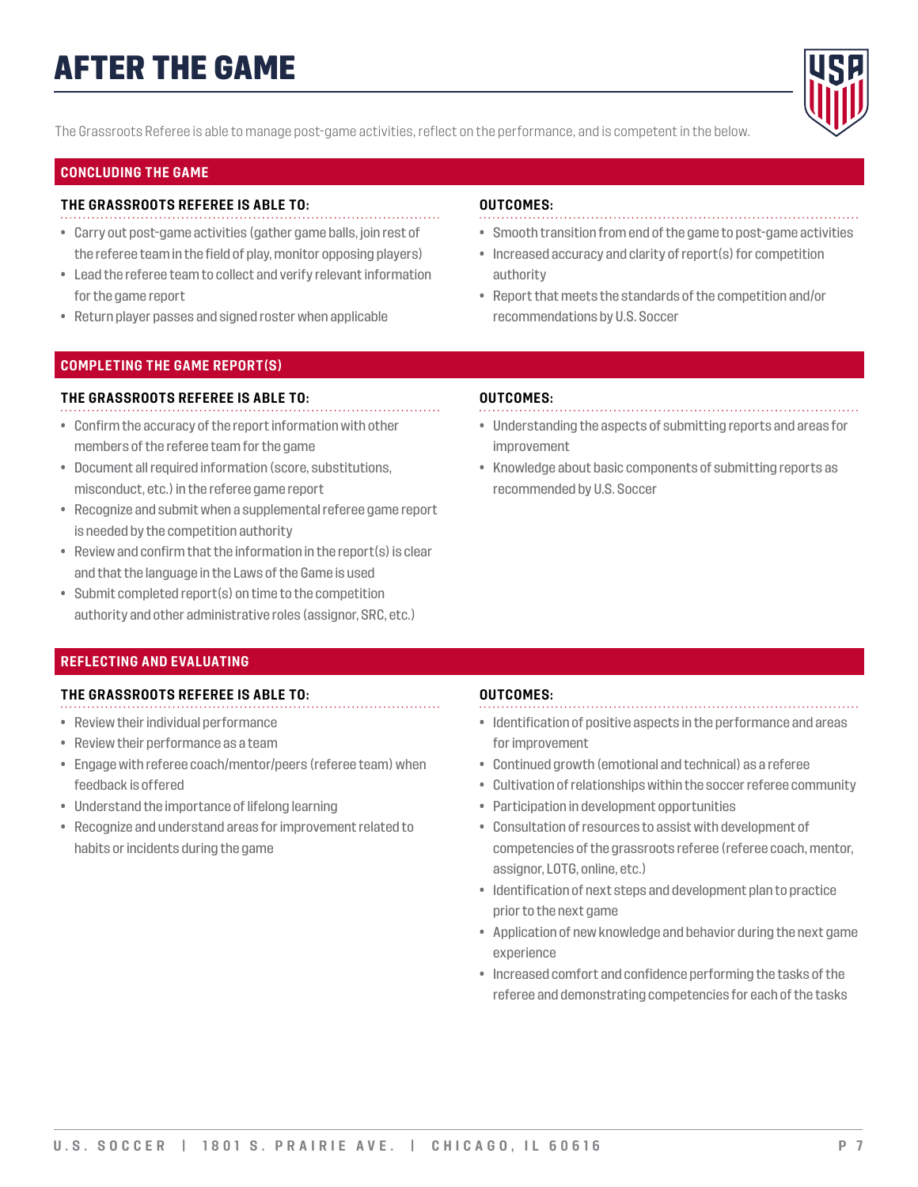# AFTER THE GAME

The Grassroots Referee is able to manage post-game activities, reflect on the performance, and is competent in the below.

## CONCLUDING THE GAME

### THE GRASSROOTS REFEREE IS ABLE TO:

- Carry out post-game activities (gather game balls, join rest of the referee team in the field of play, monitor opposing players)
- Lead the referee team to collect and verify relevant information for the game report
- Return player passes and signed roster when applicable

### OUTCOMES:

- Smooth transition from end of the game to post-game activities
- Increased accuracy and clarity of report(s) for competition authority
- Report that meets the standards of the competition and/or recommendations by U.S. Soccer

## COMPLETING THE GAME REPORT(S)

### THE GRASSROOTS REFEREE IS ABLE TO:

- Confirm the accuracy of the report information with other members of the referee team for the game
- Document all required information (score, substitutions, misconduct, etc.) in the referee game report
- Recognize and submit when a supplemental referee game report is needed by the competition authority
- Review and confirm that the information in the report(s) is clear and that the language in the Laws of the Game is used
- Submit completed report(s) on time to the competition authority and other administrative roles (assignor, SRC, etc.)

### OUTCOMES:

- Understanding the aspects of submitting reports and areas for improvement
- Knowledge about basic components of submitting reports as recommended by U.S. Soccer

## REFLECTING AND EVALUATING

### THE GRASSROOTS REFEREE IS ABLE TO:

- Review their individual performance
- Review their performance as a team
- Engage with referee coach/mentor/peers (referee team) when feedback is offered
- Understand the importance of lifelong learning
- Recognize and understand areas for improvement related to habits or incidents during the game

### OUTCOMES:

- Identification of positive aspects in the performance and areas for improvement
- Continued growth (emotional and technical) as a referee
- Cultivation of relationships within the soccer referee community
- Participation in development opportunities
- Consultation of resources to assist with development of competencies of the grassroots referee (referee coach, mentor, assignor, LOTG, online, etc.)
- Identification of next steps and development plan to practice prior to the next game
- Application of new knowledge and behavior during the next game experience
- Increased comfort and confidence performing the tasks of the referee and demonstrating competencies for each of the tasks